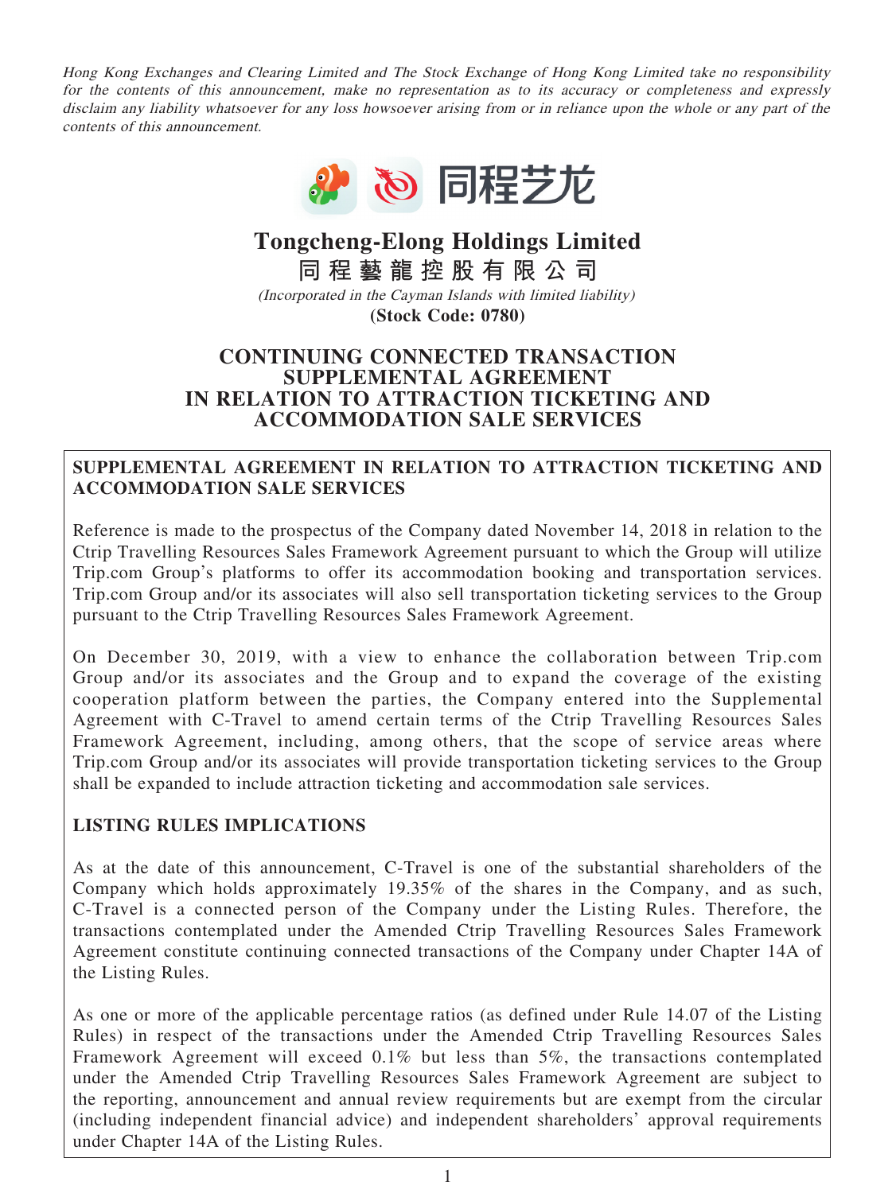*Hong Kong Exchanges and Clearing Limited and The Stock Exchange of Hong Kong Limited take no responsibility for the contents of this announcement, make no representation as to its accuracy or completeness and expressly disclaim any liability whatsoever for any loss howsoever arising from or in reliance upon the whole or any part of the contents of this announcement.*

同程艺龙

# Tongcheng-Elong Holdings Limited
# 同程藝龍控股有限公司

*(Incorporated in the Cayman Islands with limited liability)*

**(Stock Code: 0780)**

## CONTINUING CONNECTED TRANSACTION SUPPLEMENTAL AGREEMENT IN RELATION TO ATTRACTION TICKETING AND ACCOMMODATION SALE SERVICES

**SUPPLEMENTAL AGREEMENT IN RELATION TO ATTRACTION TICKETING AND ACCOMMODATION SALE SERVICES**

Reference is made to the prospectus of the Company dated November 14, 2018 in relation to the Ctrip Travelling Resources Sales Framework Agreement pursuant to which the Group will utilize Trip.com Group's platforms to offer its accommodation booking and transportation services. Trip.com Group and/or its associates will also sell transportation ticketing services to the Group pursuant to the Ctrip Travelling Resources Sales Framework Agreement.

On December 30, 2019, with a view to enhance the collaboration between Trip.com Group and/or its associates and the Group and to expand the coverage of the existing cooperation platform between the parties, the Company entered into the Supplemental Agreement with C-Travel to amend certain terms of the Ctrip Travelling Resources Sales Framework Agreement, including, among others, that the scope of service areas where Trip.com Group and/or its associates will provide transportation ticketing services to the Group shall be expanded to include attraction ticketing and accommodation sale services.

**LISTING RULES IMPLICATIONS**

As at the date of this announcement, C-Travel is one of the substantial shareholders of the Company which holds approximately 19.35% of the shares in the Company, and as such, C-Travel is a connected person of the Company under the Listing Rules. Therefore, the transactions contemplated under the Amended Ctrip Travelling Resources Sales Framework Agreement constitute continuing connected transactions of the Company under Chapter 14A of the Listing Rules.

As one or more of the applicable percentage ratios (as defined under Rule 14.07 of the Listing Rules) in respect of the transactions under the Amended Ctrip Travelling Resources Sales Framework Agreement will exceed 0.1% but less than 5%, the transactions contemplated under the Amended Ctrip Travelling Resources Sales Framework Agreement are subject to the reporting, announcement and annual review requirements but are exempt from the circular (including independent financial advice) and independent shareholders' approval requirements under Chapter 14A of the Listing Rules.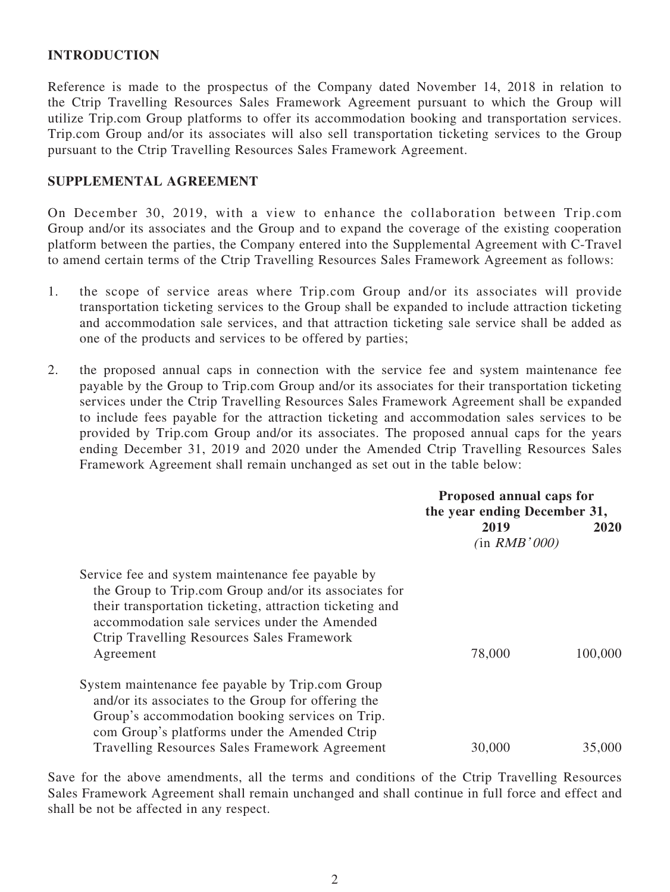## INTRODUCTION

Reference is made to the prospectus of the Company dated November 14, 2018 in relation to the Ctrip Travelling Resources Sales Framework Agreement pursuant to which the Group will utilize Trip.com Group platforms to offer its accommodation booking and transportation services. Trip.com Group and/or its associates will also sell transportation ticketing services to the Group pursuant to the Ctrip Travelling Resources Sales Framework Agreement.

## SUPPLEMENTAL AGREEMENT

On December 30, 2019, with a view to enhance the collaboration between Trip.com Group and/or its associates and the Group and to expand the coverage of the existing cooperation platform between the parties, the Company entered into the Supplemental Agreement with C-Travel to amend certain terms of the Ctrip Travelling Resources Sales Framework Agreement as follows:

1. the scope of service areas where Trip.com Group and/or its associates will provide transportation ticketing services to the Group shall be expanded to include attraction ticketing and accommodation sale services, and that attraction ticketing sale service shall be added as one of the products and services to be offered by parties;

2. the proposed annual caps in connection with the service fee and system maintenance fee payable by the Group to Trip.com Group and/or its associates for their transportation ticketing services under the Ctrip Travelling Resources Sales Framework Agreement shall be expanded to include fees payable for the attraction ticketing and accommodation sales services to be provided by Trip.com Group and/or its associates. The proposed annual caps for the years ending December 31, 2019 and 2020 under the Amended Ctrip Travelling Resources Sales Framework Agreement shall remain unchanged as set out in the table below:

| | **Proposed annual caps for the year ending December 31,** | |
|---|---|---|
| | **2019** | **2020** |
| | *(in RMB'000)* | |
| Service fee and system maintenance fee payable by the Group to Trip.com Group and/or its associates for their transportation ticketing, attraction ticketing and accommodation sale services under the Amended Ctrip Travelling Resources Sales Framework Agreement | 78,000 | 100,000 |
| System maintenance fee payable by Trip.com Group and/or its associates to the Group for offering the Group's accommodation booking services on Trip.com Group's platforms under the Amended Ctrip Travelling Resources Sales Framework Agreement | 30,000 | 35,000 |

Save for the above amendments, all the terms and conditions of the Ctrip Travelling Resources Sales Framework Agreement shall remain unchanged and shall continue in full force and effect and shall be not be affected in any respect.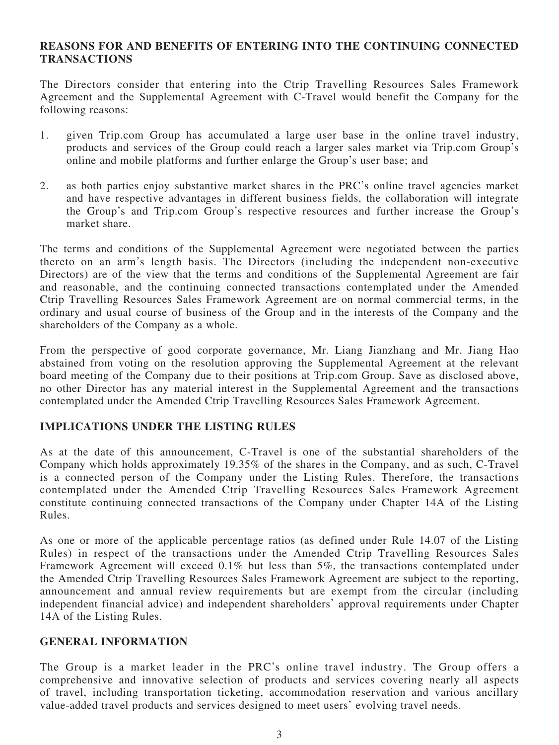**REASONS FOR AND BENEFITS OF ENTERING INTO THE CONTINUING CONNECTED TRANSACTIONS**

The Directors consider that entering into the Ctrip Travelling Resources Sales Framework Agreement and the Supplemental Agreement with C-Travel would benefit the Company for the following reasons:

1. given Trip.com Group has accumulated a large user base in the online travel industry, products and services of the Group could reach a larger sales market via Trip.com Group's online and mobile platforms and further enlarge the Group's user base; and

2. as both parties enjoy substantive market shares in the PRC's online travel agencies market and have respective advantages in different business fields, the collaboration will integrate the Group's and Trip.com Group's respective resources and further increase the Group's market share.

The terms and conditions of the Supplemental Agreement were negotiated between the parties thereto on an arm's length basis. The Directors (including the independent non-executive Directors) are of the view that the terms and conditions of the Supplemental Agreement are fair and reasonable, and the continuing connected transactions contemplated under the Amended Ctrip Travelling Resources Sales Framework Agreement are on normal commercial terms, in the ordinary and usual course of business of the Group and in the interests of the Company and the shareholders of the Company as a whole.

From the perspective of good corporate governance, Mr. Liang Jianzhang and Mr. Jiang Hao abstained from voting on the resolution approving the Supplemental Agreement at the relevant board meeting of the Company due to their positions at Trip.com Group. Save as disclosed above, no other Director has any material interest in the Supplemental Agreement and the transactions contemplated under the Amended Ctrip Travelling Resources Sales Framework Agreement.

**IMPLICATIONS UNDER THE LISTING RULES**

As at the date of this announcement, C-Travel is one of the substantial shareholders of the Company which holds approximately 19.35% of the shares in the Company, and as such, C-Travel is a connected person of the Company under the Listing Rules. Therefore, the transactions contemplated under the Amended Ctrip Travelling Resources Sales Framework Agreement constitute continuing connected transactions of the Company under Chapter 14A of the Listing Rules.

As one or more of the applicable percentage ratios (as defined under Rule 14.07 of the Listing Rules) in respect of the transactions under the Amended Ctrip Travelling Resources Sales Framework Agreement will exceed 0.1% but less than 5%, the transactions contemplated under the Amended Ctrip Travelling Resources Sales Framework Agreement are subject to the reporting, announcement and annual review requirements but are exempt from the circular (including independent financial advice) and independent shareholders' approval requirements under Chapter 14A of the Listing Rules.

**GENERAL INFORMATION**

The Group is a market leader in the PRC's online travel industry. The Group offers a comprehensive and innovative selection of products and services covering nearly all aspects of travel, including transportation ticketing, accommodation reservation and various ancillary value-added travel products and services designed to meet users' evolving travel needs.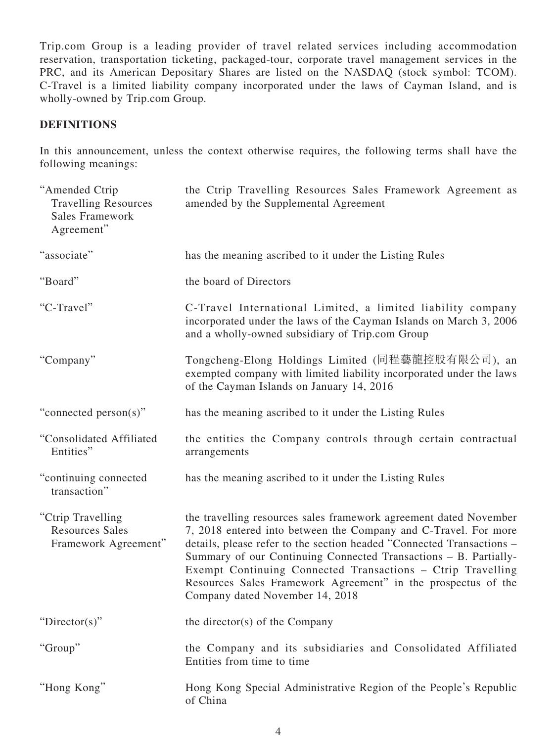Trip.com Group is a leading provider of travel related services including accommodation reservation, transportation ticketing, packaged-tour, corporate travel management services in the PRC, and its American Depositary Shares are listed on the NASDAQ (stock symbol: TCOM). C-Travel is a limited liability company incorporated under the laws of Cayman Island, and is wholly-owned by Trip.com Group.

## DEFINITIONS

In this announcement, unless the context otherwise requires, the following terms shall have the following meanings:

| | |
|---|---|
| "Amended Ctrip Travelling Resources Sales Framework Agreement" | the Ctrip Travelling Resources Sales Framework Agreement as amended by the Supplemental Agreement |
| "associate" | has the meaning ascribed to it under the Listing Rules |
| "Board" | the board of Directors |
| "C-Travel" | C-Travel International Limited, a limited liability company incorporated under the laws of the Cayman Islands on March 3, 2006 and a wholly-owned subsidiary of Trip.com Group |
| "Company" | Tongcheng-Elong Holdings Limited (同程藝龍控股有限公司), an exempted company with limited liability incorporated under the laws of the Cayman Islands on January 14, 2016 |
| "connected person(s)" | has the meaning ascribed to it under the Listing Rules |
| "Consolidated Affiliated Entities" | the entities the Company controls through certain contractual arrangements |
| "continuing connected transaction" | has the meaning ascribed to it under the Listing Rules |
| "Ctrip Travelling Resources Sales Framework Agreement" | the travelling resources sales framework agreement dated November 7, 2018 entered into between the Company and C-Travel. For more details, please refer to the section headed "Connected Transactions – Summary of our Continuing Connected Transactions – B. Partially-Exempt Continuing Connected Transactions – Ctrip Travelling Resources Sales Framework Agreement" in the prospectus of the Company dated November 14, 2018 |
| "Director(s)" | the director(s) of the Company |
| "Group" | the Company and its subsidiaries and Consolidated Affiliated Entities from time to time |
| "Hong Kong" | Hong Kong Special Administrative Region of the People's Republic of China |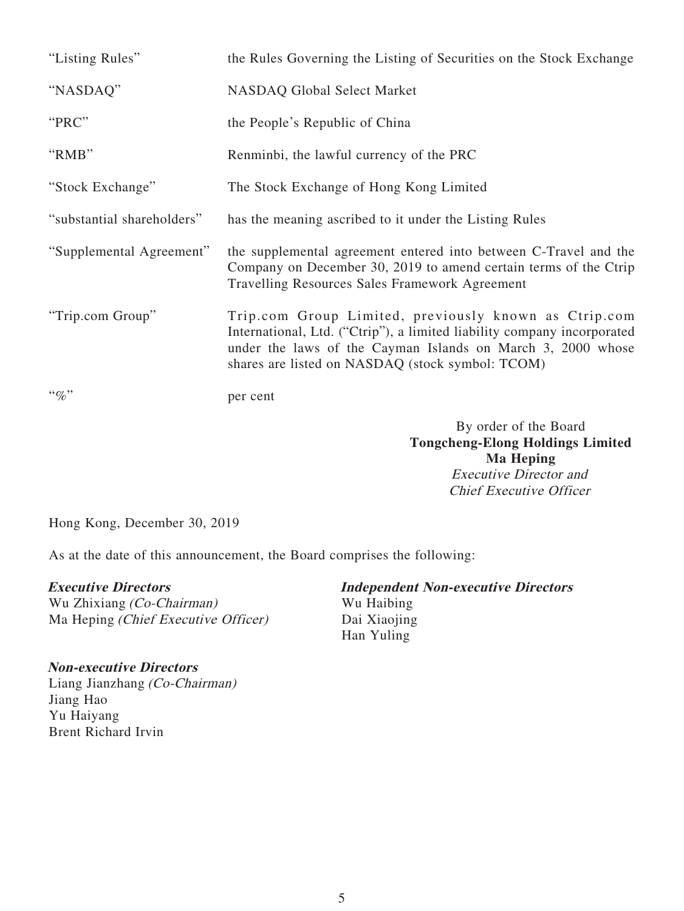| | |
|---|---|
| “Listing Rules” | the Rules Governing the Listing of Securities on the Stock Exchange |
| “NASDAQ” | NASDAQ Global Select Market |
| “PRC” | the People’s Republic of China |
| “RMB” | Renminbi, the lawful currency of the PRC |
| “Stock Exchange” | The Stock Exchange of Hong Kong Limited |
| “substantial shareholders” | has the meaning ascribed to it under the Listing Rules |
| “Supplemental Agreement” | the supplemental agreement entered into between C-Travel and the Company on December 30, 2019 to amend certain terms of the Ctrip Travelling Resources Sales Framework Agreement |
| “Trip.com Group” | Trip.com Group Limited, previously known as Ctrip.com International, Ltd. (“Ctrip”), a limited liability company incorporated under the laws of the Cayman Islands on March 3, 2000 whose shares are listed on NASDAQ (stock symbol: TCOM) |
| “%” | per cent |

By order of the Board
**Tongcheng-Elong Holdings Limited**
**Ma Heping**
*Executive Director and*
*Chief Executive Officer*

Hong Kong, December 30, 2019

As at the date of this announcement, the Board comprises the following:

***Executive Directors***
Wu Zhixiang *(Co-Chairman)*
Ma Heping *(Chief Executive Officer)*

***Non-executive Directors***
Liang Jianzhang *(Co-Chairman)*
Jiang Hao
Yu Haiyang
Brent Richard Irvin

***Independent Non-executive Directors***
Wu Haibing
Dai Xiaojing
Han Yuling